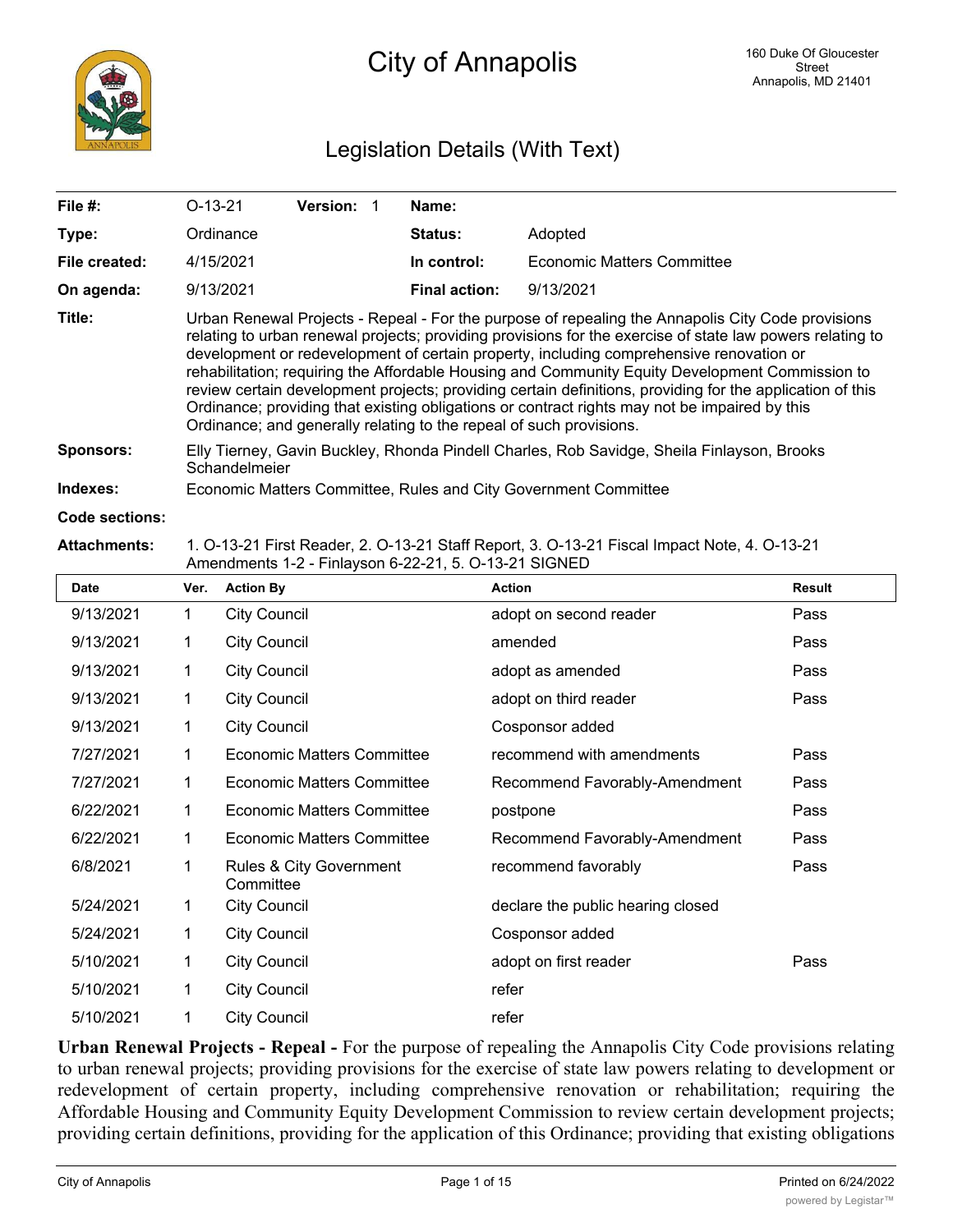# City of Annapolis

160 Duke Of Gloucester Street
Annapolis, MD 21401

## Legislation Details (With Text)

| | | | | |
|---|---|---|---|---|
| **File #:** | O-13-21 | **Version:** 1 | **Name:** | |
| **Type:** | Ordinance | | **Status:** | Adopted |
| **File created:** | 4/15/2021 | | **In control:** | Economic Matters Committee |
| **On agenda:** | 9/13/2021 | | **Final action:** | 9/13/2021 |

**Title:** Urban Renewal Projects - Repeal - For the purpose of repealing the Annapolis City Code provisions relating to urban renewal projects; providing provisions for the exercise of state law powers relating to development or redevelopment of certain property, including comprehensive renovation or rehabilitation; requiring the Affordable Housing and Community Equity Development Commission to review certain development projects; providing certain definitions, providing for the application of this Ordinance; providing that existing obligations or contract rights may not be impaired by this Ordinance; and generally relating to the repeal of such provisions.

**Sponsors:** Elly Tierney, Gavin Buckley, Rhonda Pindell Charles, Rob Savidge, Sheila Finlayson, Brooks Schandelmeier

**Indexes:** Economic Matters Committee, Rules and City Government Committee

**Code sections:**

**Attachments:** 1. O-13-21 First Reader, 2. O-13-21 Staff Report, 3. O-13-21 Fiscal Impact Note, 4. O-13-21 Amendments 1-2 - Finlayson 6-22-21, 5. O-13-21 SIGNED

| Date | Ver. | Action By | Action | Result |
|---|---|---|---|---|
| 9/13/2021 | 1 | City Council | adopt on second reader | Pass |
| 9/13/2021 | 1 | City Council | amended | Pass |
| 9/13/2021 | 1 | City Council | adopt as amended | Pass |
| 9/13/2021 | 1 | City Council | adopt on third reader | Pass |
| 9/13/2021 | 1 | City Council | Cosponsor added | |
| 7/27/2021 | 1 | Economic Matters Committee | recommend with amendments | Pass |
| 7/27/2021 | 1 | Economic Matters Committee | Recommend Favorably-Amendment | Pass |
| 6/22/2021 | 1 | Economic Matters Committee | postpone | Pass |
| 6/22/2021 | 1 | Economic Matters Committee | Recommend Favorably-Amendment | Pass |
| 6/8/2021 | 1 | Rules & City Government Committee | recommend favorably | Pass |
| 5/24/2021 | 1 | City Council | declare the public hearing closed | |
| 5/24/2021 | 1 | City Council | Cosponsor added | |
| 5/10/2021 | 1 | City Council | adopt on first reader | Pass |
| 5/10/2021 | 1 | City Council | refer | |
| 5/10/2021 | 1 | City Council | refer | |

**Urban Renewal Projects - Repeal -** For the purpose of repealing the Annapolis City Code provisions relating to urban renewal projects; providing provisions for the exercise of state law powers relating to development or redevelopment of certain property, including comprehensive renovation or rehabilitation; requiring the Affordable Housing and Community Equity Development Commission to review certain development projects; providing certain definitions, providing for the application of this Ordinance; providing that existing obligations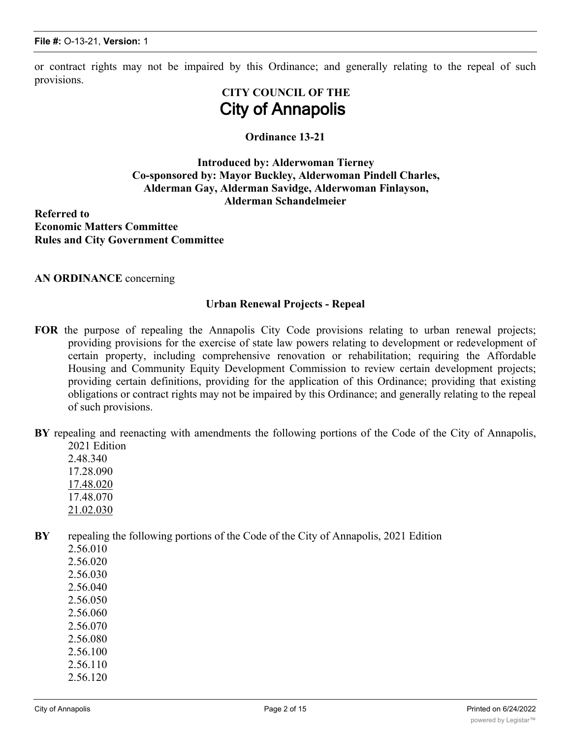or contract rights may not be impaired by this Ordinance; and generally relating to the repeal of such provisions.

# CITY COUNCIL OF THE
# City of Annapolis

## Ordinance 13-21

**Introduced by: Alderwoman Tierney**
**Co-sponsored by: Mayor Buckley, Alderwoman Pindell Charles, Alderman Gay, Alderman Savidge, Alderwoman Finlayson, Alderman Schandelmeier**

**Referred to**
**Economic Matters Committee**
**Rules and City Government Committee**

**AN ORDINANCE** concerning

**Urban Renewal Projects - Repeal**

**FOR** the purpose of repealing the Annapolis City Code provisions relating to urban renewal projects; providing provisions for the exercise of state law powers relating to development or redevelopment of certain property, including comprehensive renovation or rehabilitation; requiring the Affordable Housing and Community Equity Development Commission to review certain development projects; providing certain definitions, providing for the application of this Ordinance; providing that existing obligations or contract rights may not be impaired by this Ordinance; and generally relating to the repeal of such provisions.

**BY** repealing and reenacting with amendments the following portions of the Code of the City of Annapolis, 2021 Edition
2.48.340
17.28.090
<u>17.48.020</u>
17.48.070
<u>21.02.030</u>

**BY** repealing the following portions of the Code of the City of Annapolis, 2021 Edition
2.56.010
2.56.020
2.56.030
2.56.040
2.56.050
2.56.060
2.56.070
2.56.080
2.56.100
2.56.110
2.56.120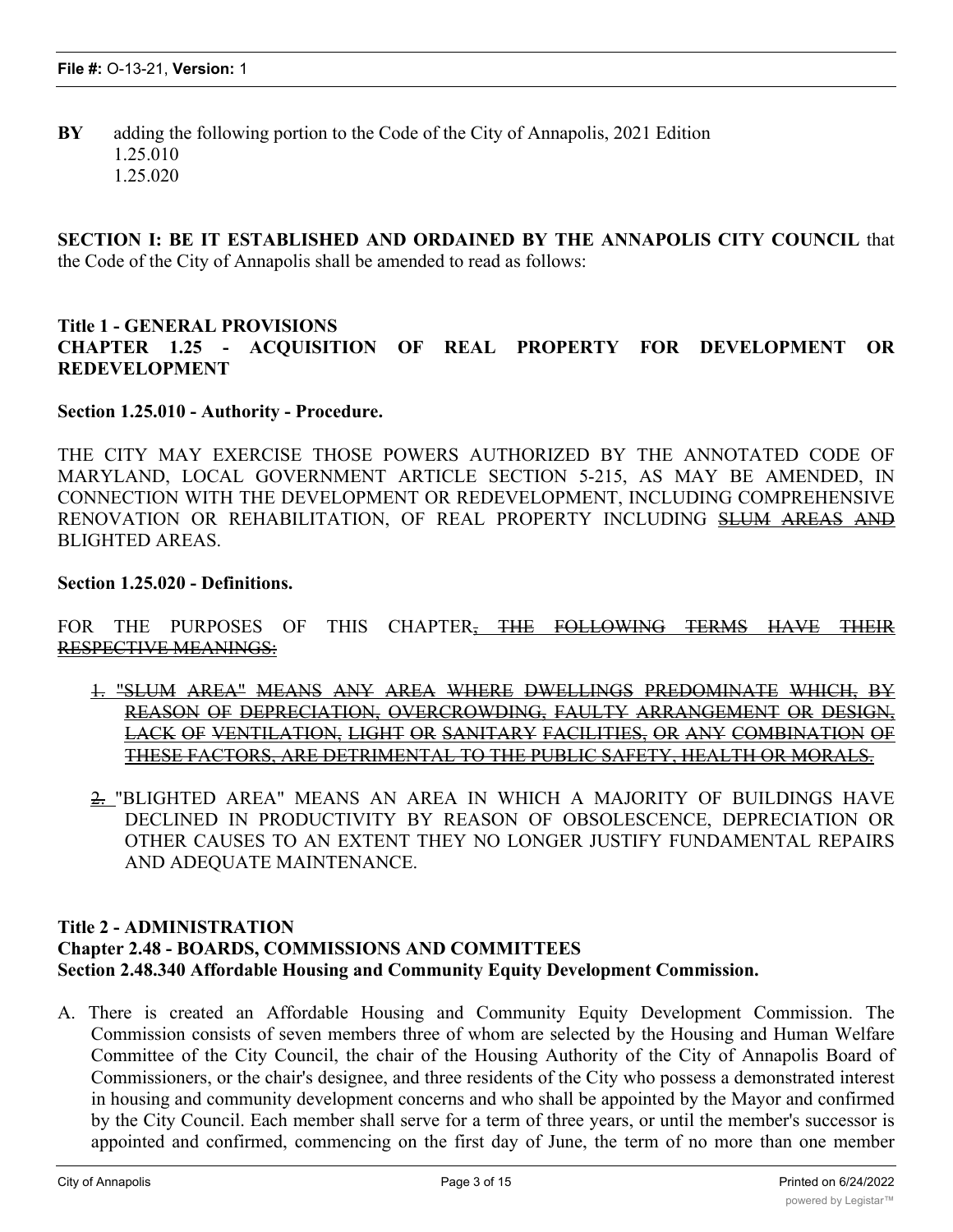**BY** adding the following portion to the Code of the City of Annapolis, 2021 Edition
1.25.010
1.25.020

**SECTION I: BE IT ESTABLISHED AND ORDAINED BY THE ANNAPOLIS CITY COUNCIL** that the Code of the City of Annapolis shall be amended to read as follows:

**Title 1 - GENERAL PROVISIONS**
**CHAPTER 1.25 - ACQUISITION OF REAL PROPERTY FOR DEVELOPMENT OR REDEVELOPMENT**

**Section 1.25.010 - Authority - Procedure.**

THE CITY MAY EXERCISE THOSE POWERS AUTHORIZED BY THE ANNOTATED CODE OF MARYLAND, LOCAL GOVERNMENT ARTICLE SECTION 5-215, AS MAY BE AMENDED, IN CONNECTION WITH THE DEVELOPMENT OR REDEVELOPMENT, INCLUDING COMPREHENSIVE RENOVATION OR REHABILITATION, OF REAL PROPERTY INCLUDING ~~SLUM AREAS AND~~ BLIGHTED AREAS.

**Section 1.25.020 - Definitions.**

FOR THE PURPOSES OF THIS CHAPTER~~, THE FOLLOWING TERMS HAVE THEIR RESPECTIVE MEANINGS:~~

~~1. "SLUM AREA" MEANS ANY AREA WHERE DWELLINGS PREDOMINATE WHICH, BY REASON OF DEPRECIATION, OVERCROWDING, FAULTY ARRANGEMENT OR DESIGN, LACK OF VENTILATION, LIGHT OR SANITARY FACILITIES, OR ANY COMBINATION OF THESE FACTORS, ARE DETRIMENTAL TO THE PUBLIC SAFETY, HEALTH OR MORALS.~~

~~2.~~ "BLIGHTED AREA" MEANS AN AREA IN WHICH A MAJORITY OF BUILDINGS HAVE DECLINED IN PRODUCTIVITY BY REASON OF OBSOLESCENCE, DEPRECIATION OR OTHER CAUSES TO AN EXTENT THEY NO LONGER JUSTIFY FUNDAMENTAL REPAIRS AND ADEQUATE MAINTENANCE.

**Title 2 - ADMINISTRATION**
**Chapter 2.48 - BOARDS, COMMISSIONS AND COMMITTEES**
**Section 2.48.340 Affordable Housing and Community Equity Development Commission.**

A. There is created an Affordable Housing and Community Equity Development Commission. The Commission consists of seven members three of whom are selected by the Housing and Human Welfare Committee of the City Council, the chair of the Housing Authority of the City of Annapolis Board of Commissioners, or the chair's designee, and three residents of the City who possess a demonstrated interest in housing and community development concerns and who shall be appointed by the Mayor and confirmed by the City Council. Each member shall serve for a term of three years, or until the member's successor is appointed and confirmed, commencing on the first day of June, the term of no more than one member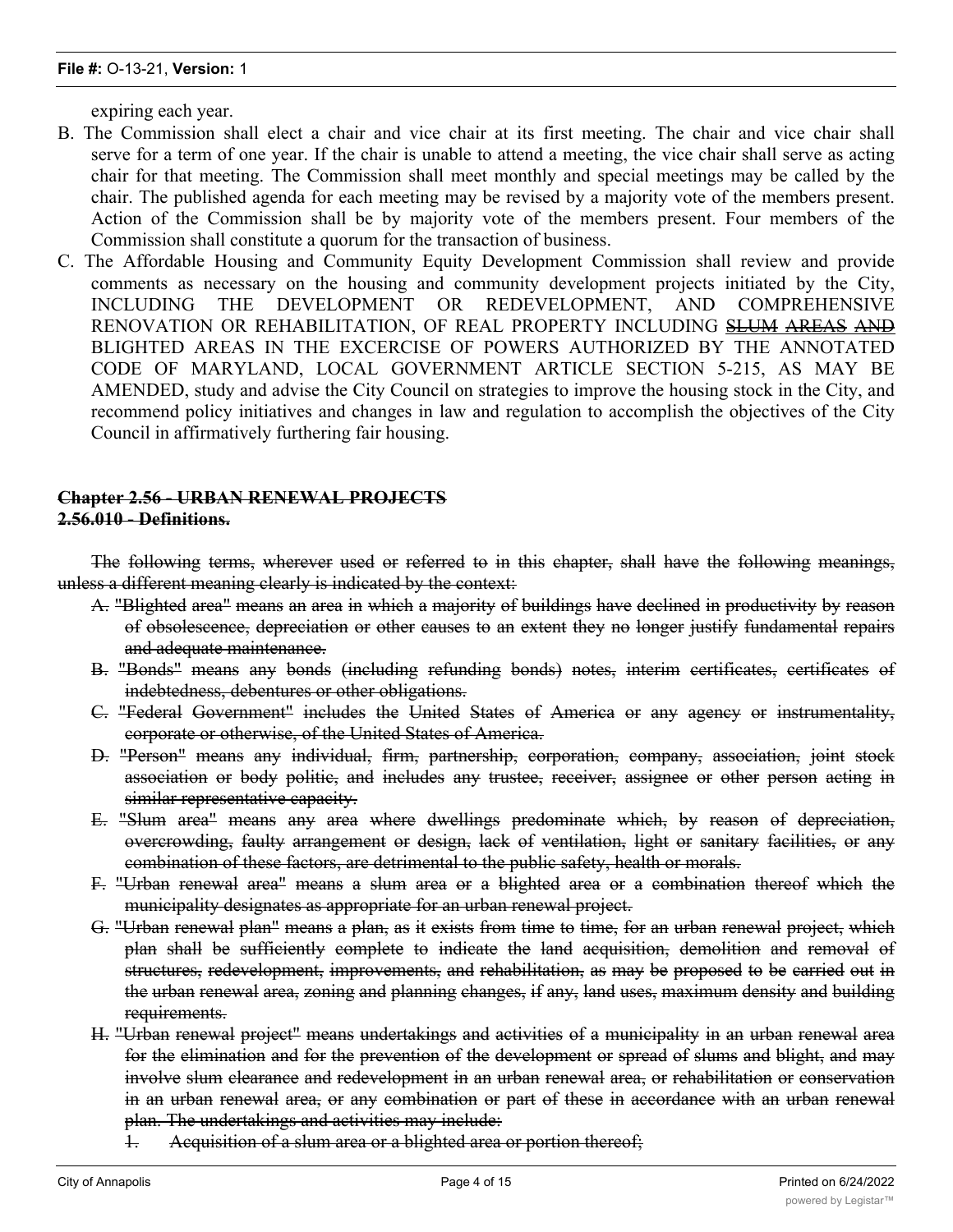expiring each year.

B. The Commission shall elect a chair and vice chair at its first meeting. The chair and vice chair shall serve for a term of one year. If the chair is unable to attend a meeting, the vice chair shall serve as acting chair for that meeting. The Commission shall meet monthly and special meetings may be called by the chair. The published agenda for each meeting may be revised by a majority vote of the members present. Action of the Commission shall be by majority vote of the members present. Four members of the Commission shall constitute a quorum for the transaction of business.

C. The Affordable Housing and Community Equity Development Commission shall review and provide comments as necessary on the housing and community development projects initiated by the City, INCLUDING THE DEVELOPMENT OR REDEVELOPMENT, AND COMPREHENSIVE RENOVATION OR REHABILITATION, OF REAL PROPERTY INCLUDING ~~SLUM AREAS AND~~ BLIGHTED AREAS IN THE EXCERCISE OF POWERS AUTHORIZED BY THE ANNOTATED CODE OF MARYLAND, LOCAL GOVERNMENT ARTICLE SECTION 5-215, AS MAY BE AMENDED, study and advise the City Council on strategies to improve the housing stock in the City, and recommend policy initiatives and changes in law and regulation to accomplish the objectives of the City Council in affirmatively furthering fair housing.

**~~Chapter 2.56 - URBAN RENEWAL PROJECTS~~**

**~~2.56.010 - Definitions.~~**

~~The following terms, wherever used or referred to in this chapter, shall have the following meanings, unless a different meaning clearly is indicated by the context:~~

~~A. "Blighted area" means an area in which a majority of buildings have declined in productivity by reason of obsolescence, depreciation or other causes to an extent they no longer justify fundamental repairs and adequate maintenance.~~

~~B. "Bonds" means any bonds (including refunding bonds) notes, interim certificates, certificates of indebtedness, debentures or other obligations.~~

~~C. "Federal Government" includes the United States of America or any agency or instrumentality, corporate or otherwise, of the United States of America.~~

~~D. "Person" means any individual, firm, partnership, corporation, company, association, joint stock association or body politic, and includes any trustee, receiver, assignee or other person acting in similar representative capacity.~~

~~E. "Slum area" means any area where dwellings predominate which, by reason of depreciation, overcrowding, faulty arrangement or design, lack of ventilation, light or sanitary facilities, or any combination of these factors, are detrimental to the public safety, health or morals.~~

~~F. "Urban renewal area" means a slum area or a blighted area or a combination thereof which the municipality designates as appropriate for an urban renewal project.~~

~~G. "Urban renewal plan" means a plan, as it exists from time to time, for an urban renewal project, which plan shall be sufficiently complete to indicate the land acquisition, demolition and removal of structures, redevelopment, improvements, and rehabilitation, as may be proposed to be carried out in the urban renewal area, zoning and planning changes, if any, land uses, maximum density and building requirements.~~

~~H. "Urban renewal project" means undertakings and activities of a municipality in an urban renewal area for the elimination and for the prevention of the development or spread of slums and blight, and may involve slum clearance and redevelopment in an urban renewal area, or rehabilitation or conservation in an urban renewal area, or any combination or part of these in accordance with an urban renewal plan. The undertakings and activities may include:~~

~~1. Acquisition of a slum area or a blighted area or portion thereof;~~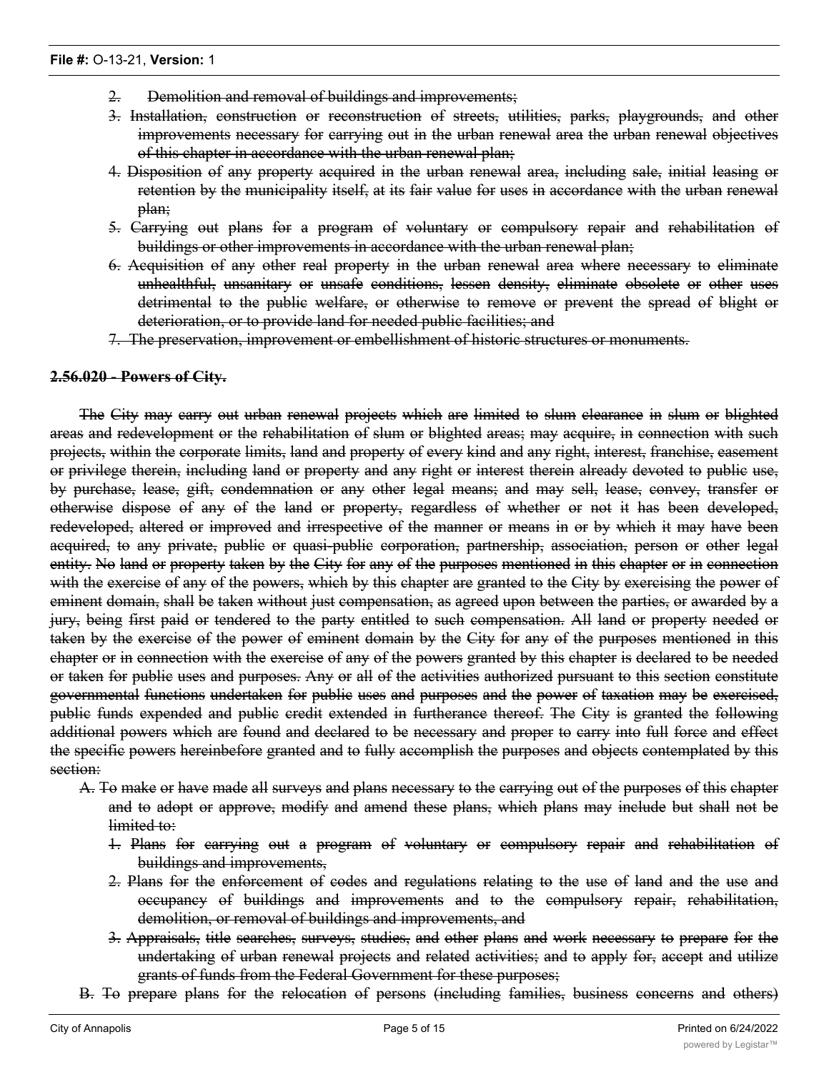~~2. Demolition and removal of buildings and improvements;~~

~~3. Installation, construction or reconstruction of streets, utilities, parks, playgrounds, and other improvements necessary for carrying out in the urban renewal area the urban renewal objectives of this chapter in accordance with the urban renewal plan;~~

~~4. Disposition of any property acquired in the urban renewal area, including sale, initial leasing or retention by the municipality itself, at its fair value for uses in accordance with the urban renewal plan;~~

~~5. Carrying out plans for a program of voluntary or compulsory repair and rehabilitation of buildings or other improvements in accordance with the urban renewal plan;~~

~~6. Acquisition of any other real property in the urban renewal area where necessary to eliminate unhealthful, unsanitary or unsafe conditions, lessen density, eliminate obsolete or other uses detrimental to the public welfare, or otherwise to remove or prevent the spread of blight or deterioration, or to provide land for needed public facilities; and~~

~~7. The preservation, improvement or embellishment of historic structures or monuments.~~

**~~2.56.020 - Powers of City.~~**

~~The City may carry out urban renewal projects which are limited to slum clearance in slum or blighted areas and redevelopment or the rehabilitation of slum or blighted areas; may acquire, in connection with such projects, within the corporate limits, land and property of every kind and any right, interest, franchise, easement or privilege therein, including land or property and any right or interest therein already devoted to public use, by purchase, lease, gift, condemnation or any other legal means; and may sell, lease, convey, transfer or otherwise dispose of any of the land or property, regardless of whether or not it has been developed, redeveloped, altered or improved and irrespective of the manner or means in or by which it may have been acquired, to any private, public or quasi-public corporation, partnership, association, person or other legal entity. No land or property taken by the City for any of the purposes mentioned in this chapter or in connection with the exercise of any of the powers, which by this chapter are granted to the City by exercising the power of eminent domain, shall be taken without just compensation, as agreed upon between the parties, or awarded by a jury, being first paid or tendered to the party entitled to such compensation. All land or property needed or taken by the exercise of the power of eminent domain by the City for any of the purposes mentioned in this chapter or in connection with the exercise of any of the powers granted by this chapter is declared to be needed or taken for public uses and purposes. Any or all of the activities authorized pursuant to this section constitute governmental functions undertaken for public uses and purposes and the power of taxation may be exercised, public funds expended and public credit extended in furtherance thereof. The City is granted the following additional powers which are found and declared to be necessary and proper to carry into full force and effect the specific powers hereinbefore granted and to fully accomplish the purposes and objects contemplated by this section:~~

~~A. To make or have made all surveys and plans necessary to the carrying out of the purposes of this chapter and to adopt or approve, modify and amend these plans, which plans may include but shall not be limited to:~~

~~1. Plans for carrying out a program of voluntary or compulsory repair and rehabilitation of buildings and improvements,~~

~~2. Plans for the enforcement of codes and regulations relating to the use of land and the use and occupancy of buildings and improvements and to the compulsory repair, rehabilitation, demolition, or removal of buildings and improvements, and~~

~~3. Appraisals, title searches, surveys, studies, and other plans and work necessary to prepare for the undertaking of urban renewal projects and related activities; and to apply for, accept and utilize grants of funds from the Federal Government for these purposes;~~

~~B. To prepare plans for the relocation of persons (including families, business concerns and others)~~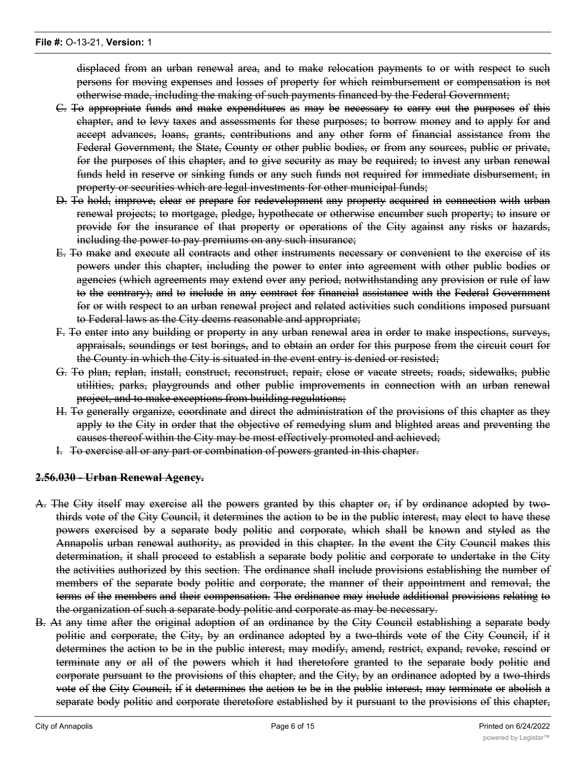~~displaced from an urban renewal area, and to make relocation payments to or with respect to such persons for moving expenses and losses of property for which reimbursement or compensation is not otherwise made, including the making of such payments financed by the Federal Government;~~

C. ~~To appropriate funds and make expenditures as may be necessary to carry out the purposes of this chapter, and to levy taxes and assessments for these purposes; to borrow money and to apply for and accept advances, loans, grants, contributions and any other form of financial assistance from the Federal Government, the State, County or other public bodies, or from any sources, public or private, for the purposes of this chapter, and to give security as may be required; to invest any urban renewal funds held in reserve or sinking funds or any such funds not required for immediate disbursement, in property or securities which are legal investments for other municipal funds;~~

D. ~~To hold, improve, clear or prepare for redevelopment any property acquired in connection with urban renewal projects; to mortgage, pledge, hypothecate or otherwise encumber such property; to insure or provide for the insurance of that property or operations of the City against any risks or hazards, including the power to pay premiums on any such insurance;~~

E. ~~To make and execute all contracts and other instruments necessary or convenient to the exercise of its powers under this chapter, including the power to enter into agreement with other public bodies or agencies (which agreements may extend over any period, notwithstanding any provision or rule of law to the contrary), and to include in any contract for financial assistance with the Federal Government for or with respect to an urban renewal project and related activities such conditions imposed pursuant to Federal laws as the City deems reasonable and appropriate;~~

F. ~~To enter into any building or property in any urban renewal area in order to make inspections, surveys, appraisals, soundings or test borings, and to obtain an order for this purpose from the circuit court for the County in which the City is situated in the event entry is denied or resisted;~~

G. ~~To plan, replan, install, construct, reconstruct, repair, close or vacate streets, roads, sidewalks, public utilities, parks, playgrounds and other public improvements in connection with an urban renewal project, and to make exceptions from building regulations;~~

H. ~~To generally organize, coordinate and direct the administration of the provisions of this chapter as they apply to the City in order that the objective of remedying slum and blighted areas and preventing the causes thereof within the City may be most effectively promoted and achieved;~~

I. ~~To exercise all or any part or combination of powers granted in this chapter.~~

**~~2.56.030 - Urban Renewal Agency.~~**

A. ~~The City itself may exercise all the powers granted by this chapter or, if by ordinance adopted by two-thirds vote of the City Council, it determines the action to be in the public interest, may elect to have these powers exercised by a separate body politic and corporate, which shall be known and styled as the Annapolis urban renewal authority, as provided in this chapter. In the event the City Council makes this determination, it shall proceed to establish a separate body politic and corporate to undertake in the City the activities authorized by this section. The ordinance shall include provisions establishing the number of members of the separate body politic and corporate, the manner of their appointment and removal, the terms of the members and their compensation. The ordinance may include additional provisions relating to the organization of such a separate body politic and corporate as may be necessary.~~

B. ~~At any time after the original adoption of an ordinance by the City Council establishing a separate body politic and corporate, the City, by an ordinance adopted by a two-thirds vote of the City Council, if it determines the action to be in the public interest, may modify, amend, restrict, expand, revoke, rescind or terminate any or all of the powers which it had theretofore granted to the separate body politic and corporate pursuant to the provisions of this chapter, and the City, by an ordinance adopted by a two-thirds vote of the City Council, if it determines the action to be in the public interest, may terminate or abolish a separate body politic and corporate theretofore established by it pursuant to the provisions of this chapter,~~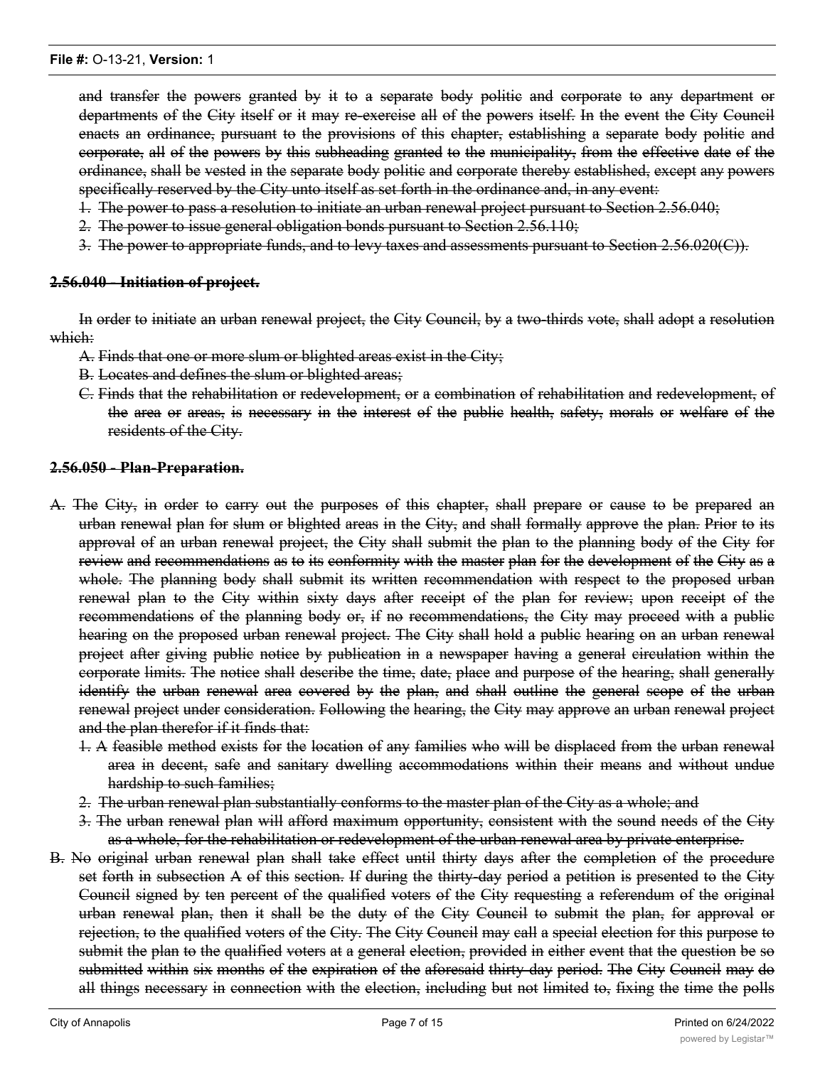and transfer the powers granted by it to a separate body politic and corporate to any department or departments of the City itself or it may re-exercise all of the powers itself. In the event the City Council enacts an ordinance, pursuant to the provisions of this chapter, establishing a separate body politic and corporate, all of the powers by this subheading granted to the municipality, from the effective date of the ordinance, shall be vested in the separate body politic and corporate thereby established, except any powers specifically reserved by the City unto itself as set forth in the ordinance and, in any event:

1. The power to pass a resolution to initiate an urban renewal project pursuant to Section 2.56.040;
2. The power to issue general obligation bonds pursuant to Section 2.56.110;
3. The power to appropriate funds, and to levy taxes and assessments pursuant to Section 2.56.020(C)).

**2.56.040 - Initiation of project.**

In order to initiate an urban renewal project, the City Council, by a two-thirds vote, shall adopt a resolution which:

A. Finds that one or more slum or blighted areas exist in the City;
B. Locates and defines the slum or blighted areas;
C. Finds that the rehabilitation or redevelopment, or a combination of rehabilitation and redevelopment, of the area or areas, is necessary in the interest of the public health, safety, morals or welfare of the residents of the City.

**2.56.050 - Plan-Preparation.**

A. The City, in order to carry out the purposes of this chapter, shall prepare or cause to be prepared an urban renewal plan for slum or blighted areas in the City, and shall formally approve the plan. Prior to its approval of an urban renewal project, the City shall submit the plan to the planning body of the City for review and recommendations as to its conformity with the master plan for the development of the City as a whole. The planning body shall submit its written recommendation with respect to the proposed urban renewal plan to the City within sixty days after receipt of the plan for review; upon receipt of the recommendations of the planning body or, if no recommendations, the City may proceed with a public hearing on the proposed urban renewal project. The City shall hold a public hearing on an urban renewal project after giving public notice by publication in a newspaper having a general circulation within the corporate limits. The notice shall describe the time, date, place and purpose of the hearing, shall generally identify the urban renewal area covered by the plan, and shall outline the general scope of the urban renewal project under consideration. Following the hearing, the City may approve an urban renewal project and the plan therefor if it finds that:
   1. A feasible method exists for the location of any families who will be displaced from the urban renewal area in decent, safe and sanitary dwelling accommodations within their means and without undue hardship to such families;
   2. The urban renewal plan substantially conforms to the master plan of the City as a whole; and
   3. The urban renewal plan will afford maximum opportunity, consistent with the sound needs of the City as a whole, for the rehabilitation or redevelopment of the urban renewal area by private enterprise.

B. No original urban renewal plan shall take effect until thirty days after the completion of the procedure set forth in subsection A of this section. If during the thirty-day period a petition is presented to the City Council signed by ten percent of the qualified voters of the City requesting a referendum of the original urban renewal plan, then it shall be the duty of the City Council to submit the plan, for approval or rejection, to the qualified voters of the City. The City Council may call a special election for this purpose to submit the plan to the qualified voters at a general election, provided in either event that the question be so submitted within six months of the expiration of the aforesaid thirty-day period. The City Council may do all things necessary in connection with the election, including but not limited to, fixing the time the polls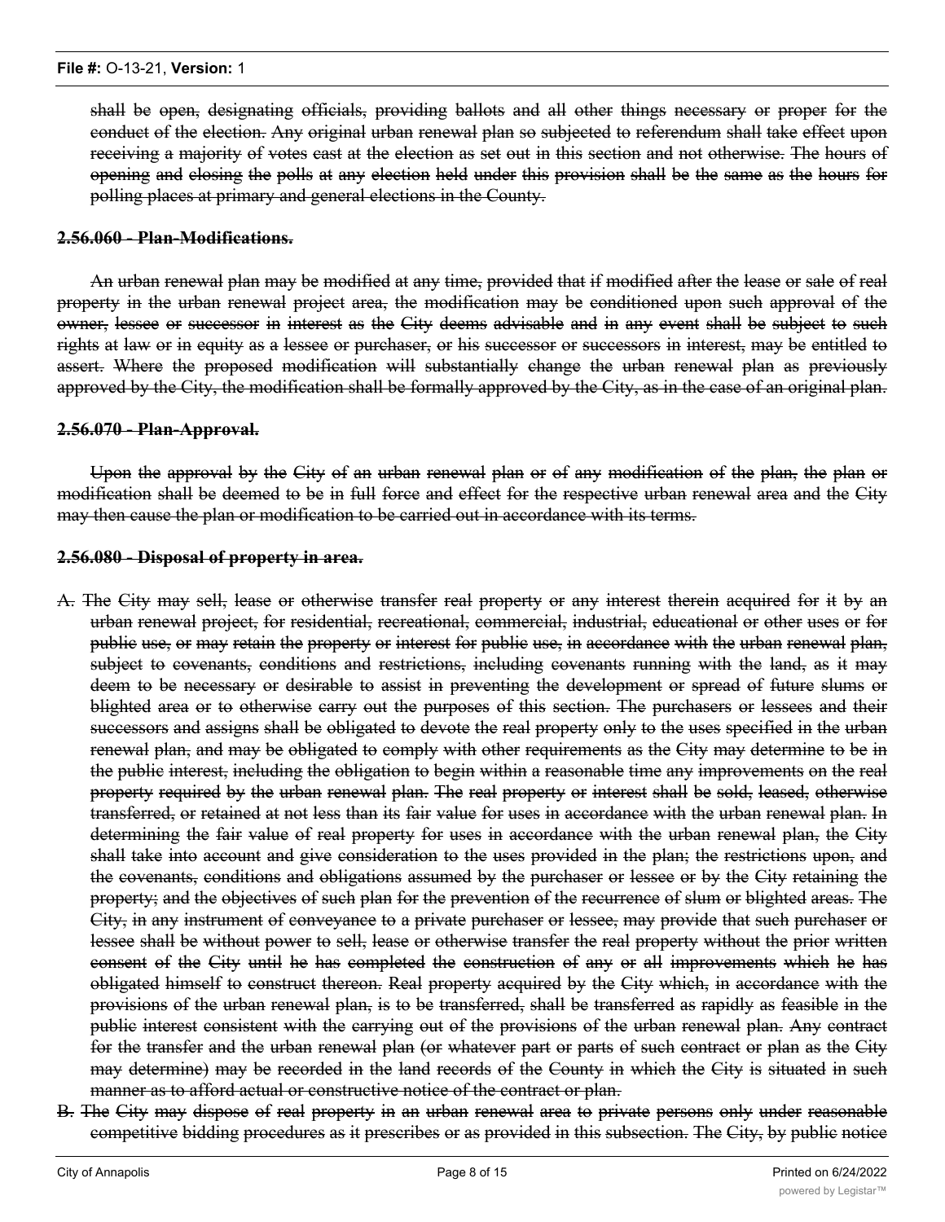shall be open, designating officials, providing ballots and all other things necessary or proper for the conduct of the election. Any original urban renewal plan so subjected to referendum shall take effect upon receiving a majority of votes cast at the election as set out in this section and not otherwise. The hours of opening and closing the polls at any election held under this provision shall be the same as the hours for polling places at primary and general elections in the County.

**2.56.060 - Plan-Modifications.**

An urban renewal plan may be modified at any time, provided that if modified after the lease or sale of real property in the urban renewal project area, the modification may be conditioned upon such approval of the owner, lessee or successor in interest as the City deems advisable and in any event shall be subject to such rights at law or in equity as a lessee or purchaser, or his successor or successors in interest, may be entitled to assert. Where the proposed modification will substantially change the urban renewal plan as previously approved by the City, the modification shall be formally approved by the City, as in the case of an original plan.

**2.56.070 - Plan-Approval.**

Upon the approval by the City of an urban renewal plan or of any modification of the plan, the plan or modification shall be deemed to be in full force and effect for the respective urban renewal area and the City may then cause the plan or modification to be carried out in accordance with its terms.

**2.56.080 - Disposal of property in area.**

A. The City may sell, lease or otherwise transfer real property or any interest therein acquired for it by an urban renewal project, for residential, recreational, commercial, industrial, educational or other uses or for public use, or may retain the property or interest for public use, in accordance with the urban renewal plan, subject to covenants, conditions and restrictions, including covenants running with the land, as it may deem to be necessary or desirable to assist in preventing the development or spread of future slums or blighted area or to otherwise carry out the purposes of this section. The purchasers or lessees and their successors and assigns shall be obligated to devote the real property only to the uses specified in the urban renewal plan, and may be obligated to comply with other requirements as the City may determine to be in the public interest, including the obligation to begin within a reasonable time any improvements on the real property required by the urban renewal plan. The real property or interest shall be sold, leased, otherwise transferred, or retained at not less than its fair value for uses in accordance with the urban renewal plan. In determining the fair value of real property for uses in accordance with the urban renewal plan, the City shall take into account and give consideration to the uses provided in the plan; the restrictions upon, and the covenants, conditions and obligations assumed by the purchaser or lessee or by the City retaining the property; and the objectives of such plan for the prevention of the recurrence of slum or blighted areas. The City, in any instrument of conveyance to a private purchaser or lessee, may provide that such purchaser or lessee shall be without power to sell, lease or otherwise transfer the real property without the prior written consent of the City until he has completed the construction of any or all improvements which he has obligated himself to construct thereon. Real property acquired by the City which, in accordance with the provisions of the urban renewal plan, is to be transferred, shall be transferred as rapidly as feasible in the public interest consistent with the carrying out of the provisions of the urban renewal plan. Any contract for the transfer and the urban renewal plan (or whatever part or parts of such contract or plan as the City may determine) may be recorded in the land records of the County in which the City is situated in such manner as to afford actual or constructive notice of the contract or plan.

B. The City may dispose of real property in an urban renewal area to private persons only under reasonable competitive bidding procedures as it prescribes or as provided in this subsection. The City, by public notice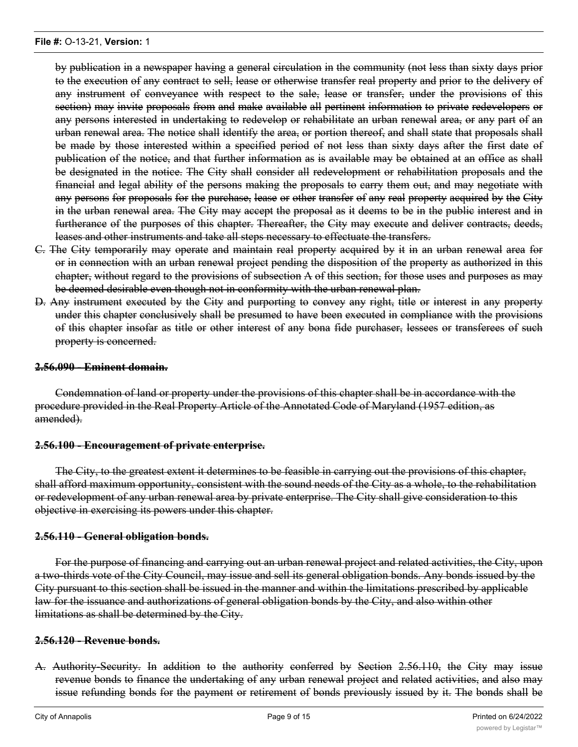~~by publication in a newspaper having a general circulation in the community (not less than sixty days prior to the execution of any contract to sell, lease or otherwise transfer real property and prior to the delivery of any instrument of conveyance with respect to the sale, lease or transfer, under the provisions of this section) may invite proposals from and make available all pertinent information to private redevelopers or any persons interested in undertaking to redevelop or rehabilitate an urban renewal area, or any part of an urban renewal area. The notice shall identify the area, or portion thereof, and shall state that proposals shall be made by those interested within a specified period of not less than sixty days after the first date of publication of the notice, and that further information as is available may be obtained at an office as shall be designated in the notice. The City shall consider all redevelopment or rehabilitation proposals and the financial and legal ability of the persons making the proposals to carry them out, and may negotiate with any persons for proposals for the purchase, lease or other transfer of any real property acquired by the City in the urban renewal area. The City may accept the proposal as it deems to be in the public interest and in furtherance of the purposes of this chapter. Thereafter, the City may execute and deliver contracts, deeds, leases and other instruments and take all steps necessary to effectuate the transfers.~~

~~C. The City temporarily may operate and maintain real property acquired by it in an urban renewal area for or in connection with an urban renewal project pending the disposition of the property as authorized in this chapter, without regard to the provisions of subsection A of this section, for those uses and purposes as may be deemed desirable even though not in conformity with the urban renewal plan.~~

~~D. Any instrument executed by the City and purporting to convey any right, title or interest in any property under this chapter conclusively shall be presumed to have been executed in compliance with the provisions of this chapter insofar as title or other interest of any bona fide purchaser, lessees or transferees of such property is concerned.~~

**~~2.56.090 - Eminent domain.~~**

~~Condemnation of land or property under the provisions of this chapter shall be in accordance with the procedure provided in the Real Property Article of the Annotated Code of Maryland (1957 edition, as amended).~~

**~~2.56.100 - Encouragement of private enterprise.~~**

~~The City, to the greatest extent it determines to be feasible in carrying out the provisions of this chapter, shall afford maximum opportunity, consistent with the sound needs of the City as a whole, to the rehabilitation or redevelopment of any urban renewal area by private enterprise. The City shall give consideration to this objective in exercising its powers under this chapter.~~

**~~2.56.110 - General obligation bonds.~~**

~~For the purpose of financing and carrying out an urban renewal project and related activities, the City, upon a two-thirds vote of the City Council, may issue and sell its general obligation bonds. Any bonds issued by the City pursuant to this section shall be issued in the manner and within the limitations prescribed by applicable law for the issuance and authorizations of general obligation bonds by the City, and also within other limitations as shall be determined by the City.~~

**~~2.56.120 - Revenue bonds.~~**

~~A. Authority-Security. In addition to the authority conferred by Section 2.56.110, the City may issue revenue bonds to finance the undertaking of any urban renewal project and related activities, and also may issue refunding bonds for the payment or retirement of bonds previously issued by it. The bonds shall be~~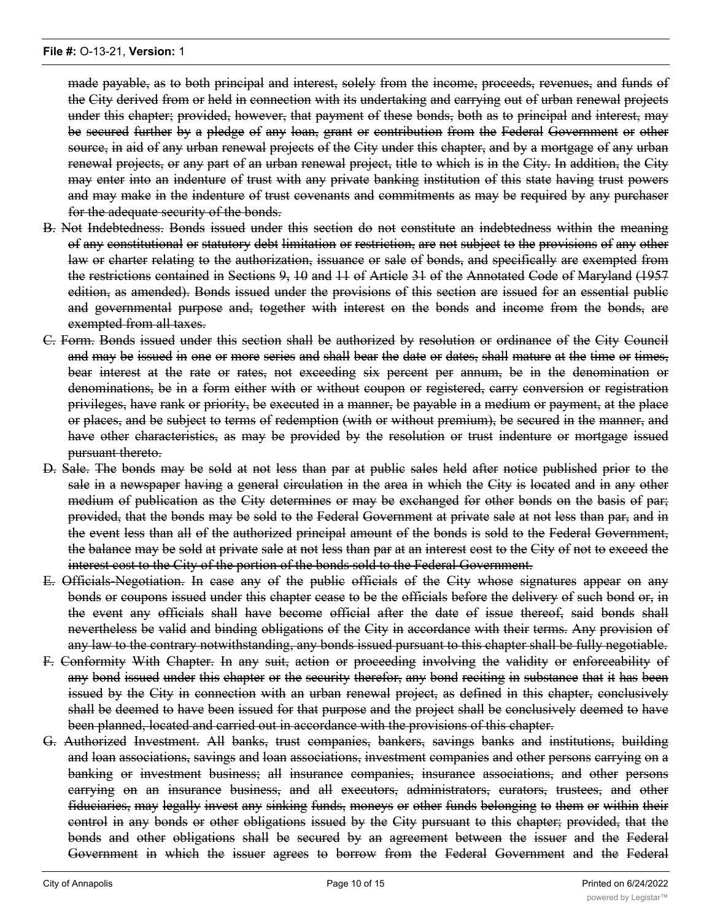~~made payable, as to both principal and interest, solely from the income, proceeds, revenues, and funds of the City derived from or held in connection with its undertaking and carrying out of urban renewal projects under this chapter; provided, however, that payment of these bonds, both as to principal and interest, may be secured further by a pledge of any loan, grant or contribution from the Federal Government or other source, in aid of any urban renewal projects of the City under this chapter, and by a mortgage of any urban renewal projects, or any part of an urban renewal project, title to which is in the City. In addition, the City may enter into an indenture of trust with any private banking institution of this state having trust powers and may make in the indenture of trust covenants and commitments as may be required by any purchaser for the adequate security of the bonds.~~

~~B. Not Indebtedness. Bonds issued under this section do not constitute an indebtedness within the meaning of any constitutional or statutory debt limitation or restriction, are not subject to the provisions of any other law or charter relating to the authorization, issuance or sale of bonds, and specifically are exempted from the restrictions contained in Sections 9, 10 and 11 of Article 31 of the Annotated Code of Maryland (1957 edition, as amended). Bonds issued under the provisions of this section are issued for an essential public and governmental purpose and, together with interest on the bonds and income from the bonds, are exempted from all taxes.~~

~~C. Form. Bonds issued under this section shall be authorized by resolution or ordinance of the City Council and may be issued in one or more series and shall bear the date or dates, shall mature at the time or times, bear interest at the rate or rates, not exceeding six percent per annum, be in the denomination or denominations, be in a form either with or without coupon or registered, carry conversion or registration privileges, have rank or priority, be executed in a manner, be payable in a medium or payment, at the place or places, and be subject to terms of redemption (with or without premium), be secured in the manner, and have other characteristics, as may be provided by the resolution or trust indenture or mortgage issued pursuant thereto.~~

~~D. Sale. The bonds may be sold at not less than par at public sales held after notice published prior to the sale in a newspaper having a general circulation in the area in which the City is located and in any other medium of publication as the City determines or may be exchanged for other bonds on the basis of par; provided, that the bonds may be sold to the Federal Government at private sale at not less than par, and in the event less than all of the authorized principal amount of the bonds is sold to the Federal Government, the balance may be sold at private sale at not less than par at an interest cost to the City of not to exceed the interest cost to the City of the portion of the bonds sold to the Federal Government.~~

~~E. Officials-Negotiation. In case any of the public officials of the City whose signatures appear on any bonds or coupons issued under this chapter cease to be the officials before the delivery of such bond or, in the event any officials shall have become official after the date of issue thereof, said bonds shall nevertheless be valid and binding obligations of the City in accordance with their terms. Any provision of any law to the contrary notwithstanding, any bonds issued pursuant to this chapter shall be fully negotiable.~~

~~F. Conformity With Chapter. In any suit, action or proceeding involving the validity or enforceability of any bond issued under this chapter or the security therefor, any bond reciting in substance that it has been issued by the City in connection with an urban renewal project, as defined in this chapter, conclusively shall be deemed to have been issued for that purpose and the project shall be conclusively deemed to have been planned, located and carried out in accordance with the provisions of this chapter.~~

~~G. Authorized Investment. All banks, trust companies, bankers, savings banks and institutions, building and loan associations, savings and loan associations, investment companies and other persons carrying on a banking or investment business; all insurance companies, insurance associations, and other persons carrying on an insurance business, and all executors, administrators, curators, trustees, and other fiduciaries, may legally invest any sinking funds, moneys or other funds belonging to them or within their control in any bonds or other obligations issued by the City pursuant to this chapter; provided, that the bonds and other obligations shall be secured by an agreement between the issuer and the Federal Government in which the issuer agrees to borrow from the Federal Government and the Federal~~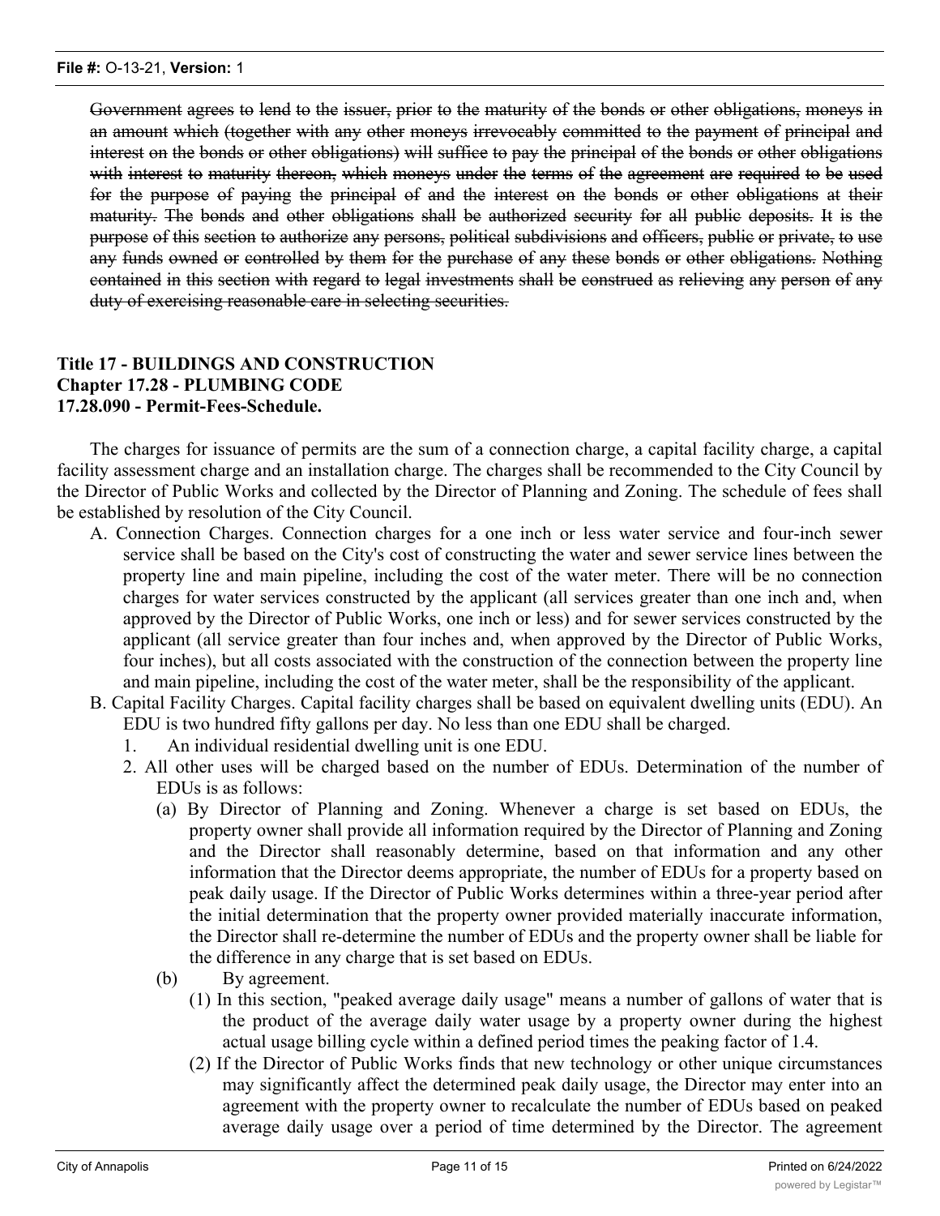~~Government agrees to lend to the issuer, prior to the maturity of the bonds or other obligations, moneys in an amount which (together with any other moneys irrevocably committed to the payment of principal and interest on the bonds or other obligations) will suffice to pay the principal of the bonds or other obligations with interest to maturity thereon, which moneys under the terms of the agreement are required to be used for the purpose of paying the principal of and the interest on the bonds or other obligations at their maturity. The bonds and other obligations shall be authorized security for all public deposits. It is the purpose of this section to authorize any persons, political subdivisions and officers, public or private, to use any funds owned or controlled by them for the purchase of any these bonds or other obligations. Nothing contained in this section with regard to legal investments shall be construed as relieving any person of any duty of exercising reasonable care in selecting securities.~~

**Title 17 - BUILDINGS AND CONSTRUCTION**
**Chapter 17.28 - PLUMBING CODE**
**17.28.090 - Permit-Fees-Schedule.**

The charges for issuance of permits are the sum of a connection charge, a capital facility charge, a capital facility assessment charge and an installation charge. The charges shall be recommended to the City Council by the Director of Public Works and collected by the Director of Planning and Zoning. The schedule of fees shall be established by resolution of the City Council.

A. Connection Charges. Connection charges for a one inch or less water service and four-inch sewer service shall be based on the City's cost of constructing the water and sewer service lines between the property line and main pipeline, including the cost of the water meter. There will be no connection charges for water services constructed by the applicant (all services greater than one inch and, when approved by the Director of Public Works, one inch or less) and for sewer services constructed by the applicant (all service greater than four inches and, when approved by the Director of Public Works, four inches), but all costs associated with the construction of the connection between the property line and main pipeline, including the cost of the water meter, shall be the responsibility of the applicant.

B. Capital Facility Charges. Capital facility charges shall be based on equivalent dwelling units (EDU). An EDU is two hundred fifty gallons per day. No less than one EDU shall be charged.

1. An individual residential dwelling unit is one EDU.
2. All other uses will be charged based on the number of EDUs. Determination of the number of EDUs is as follows:
   - (a) By Director of Planning and Zoning. Whenever a charge is set based on EDUs, the property owner shall provide all information required by the Director of Planning and Zoning and the Director shall reasonably determine, based on that information and any other information that the Director deems appropriate, the number of EDUs for a property based on peak daily usage. If the Director of Public Works determines within a three-year period after the initial determination that the property owner provided materially inaccurate information, the Director shall re-determine the number of EDUs and the property owner shall be liable for the difference in any charge that is set based on EDUs.
   - (b) By agreement.
     - (1) In this section, "peaked average daily usage" means a number of gallons of water that is the product of the average daily water usage by a property owner during the highest actual usage billing cycle within a defined period times the peaking factor of 1.4.
     - (2) If the Director of Public Works finds that new technology or other unique circumstances may significantly affect the determined peak daily usage, the Director may enter into an agreement with the property owner to recalculate the number of EDUs based on peaked average daily usage over a period of time determined by the Director. The agreement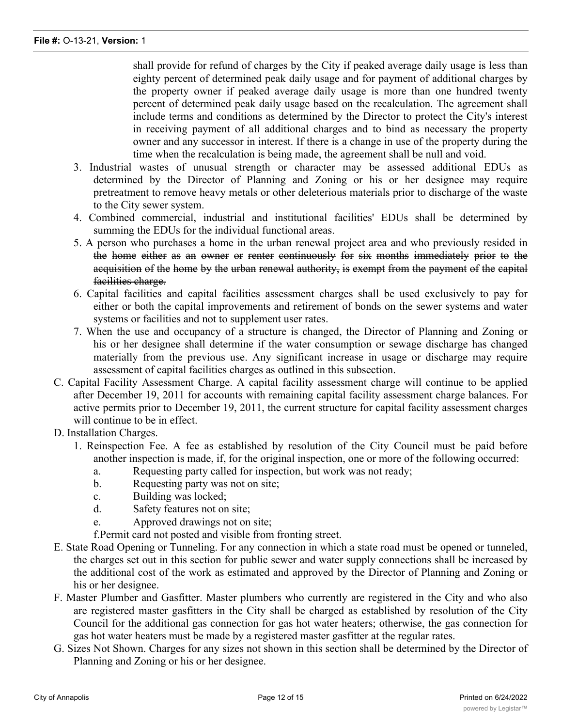shall provide for refund of charges by the City if peaked average daily usage is less than eighty percent of determined peak daily usage and for payment of additional charges by the property owner if peaked average daily usage is more than one hundred twenty percent of determined peak daily usage based on the recalculation. The agreement shall include terms and conditions as determined by the Director to protect the City's interest in receiving payment of all additional charges and to bind as necessary the property owner and any successor in interest. If there is a change in use of the property during the time when the recalculation is being made, the agreement shall be null and void.

3. Industrial wastes of unusual strength or character may be assessed additional EDUs as determined by the Director of Planning and Zoning or his or her designee may require pretreatment to remove heavy metals or other deleterious materials prior to discharge of the waste to the City sewer system.
4. Combined commercial, industrial and institutional facilities' EDUs shall be determined by summing the EDUs for the individual functional areas.
5. ~~A person who purchases a home in the urban renewal project area and who previously resided in the home either as an owner or renter continuously for six months immediately prior to the acquisition of the home by the urban renewal authority, is exempt from the payment of the capital facilities charge.~~
6. Capital facilities and capital facilities assessment charges shall be used exclusively to pay for either or both the capital improvements and retirement of bonds on the sewer systems and water systems or facilities and not to supplement user rates.
7. When the use and occupancy of a structure is changed, the Director of Planning and Zoning or his or her designee shall determine if the water consumption or sewage discharge has changed materially from the previous use. Any significant increase in usage or discharge may require assessment of capital facilities charges as outlined in this subsection.

C. Capital Facility Assessment Charge. A capital facility assessment charge will continue to be applied after December 19, 2011 for accounts with remaining capital facility assessment charge balances. For active permits prior to December 19, 2011, the current structure for capital facility assessment charges will continue to be in effect.

D. Installation Charges.

1. Reinspection Fee. A fee as established by resolution of the City Council must be paid before another inspection is made, if, for the original inspection, one or more of the following occurred:
   a. Requesting party called for inspection, but work was not ready;
   b. Requesting party was not on site;
   c. Building was locked;
   d. Safety features not on site;
   e. Approved drawings not on site;
   f. Permit card not posted and visible from fronting street.

E. State Road Opening or Tunneling. For any connection in which a state road must be opened or tunneled, the charges set out in this section for public sewer and water supply connections shall be increased by the additional cost of the work as estimated and approved by the Director of Planning and Zoning or his or her designee.

F. Master Plumber and Gasfitter. Master plumbers who currently are registered in the City and who also are registered master gasfitters in the City shall be charged as established by resolution of the City Council for the additional gas connection for gas hot water heaters; otherwise, the gas connection for gas hot water heaters must be made by a registered master gasfitter at the regular rates.

G. Sizes Not Shown. Charges for any sizes not shown in this section shall be determined by the Director of Planning and Zoning or his or her designee.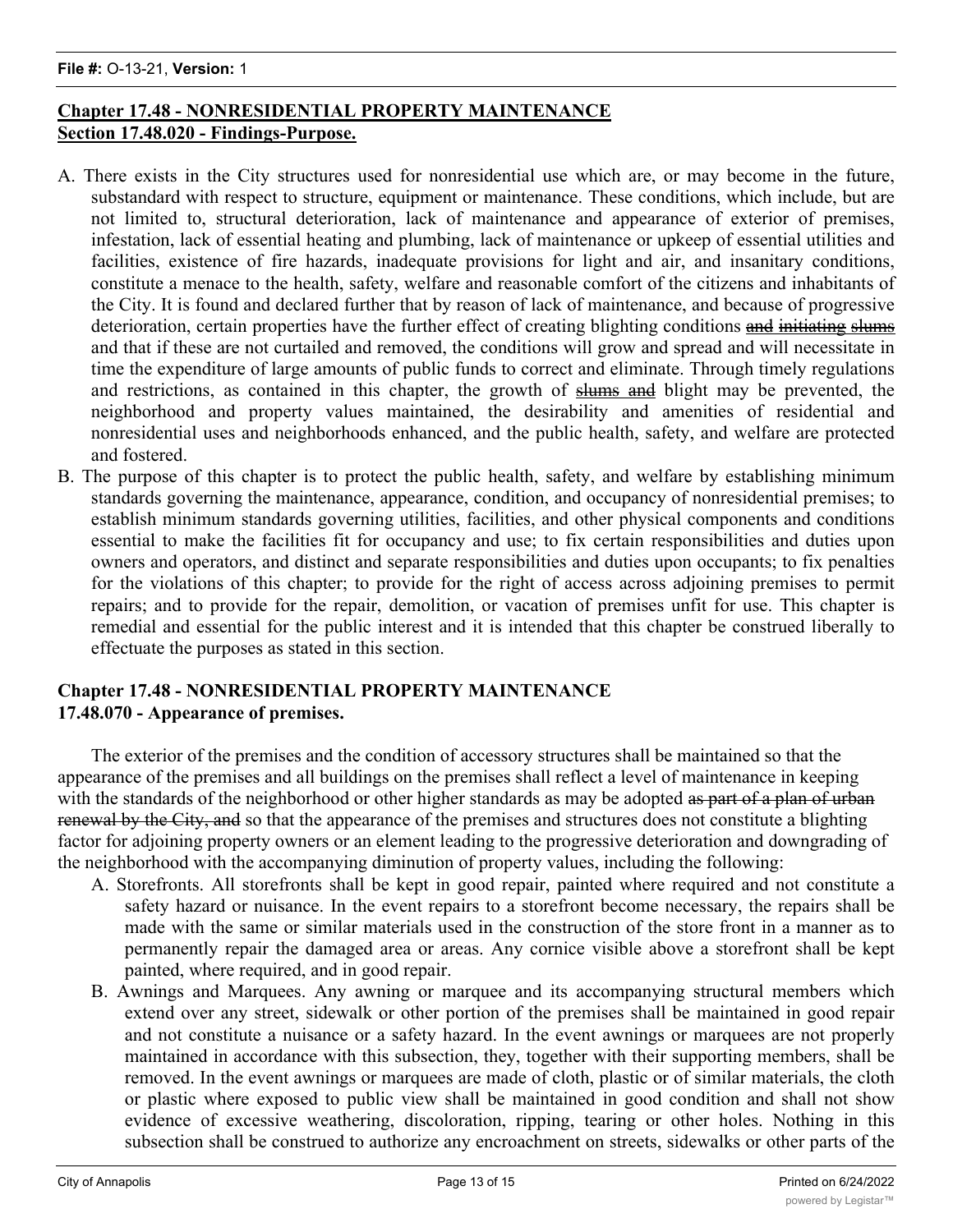## Chapter 17.48 - NONRESIDENTIAL PROPERTY MAINTENANCE
## Section 17.48.020 - Findings-Purpose.

A. There exists in the City structures used for nonresidential use which are, or may become in the future, substandard with respect to structure, equipment or maintenance. These conditions, which include, but are not limited to, structural deterioration, lack of maintenance and appearance of exterior of premises, infestation, lack of essential heating and plumbing, lack of maintenance or upkeep of essential utilities and facilities, existence of fire hazards, inadequate provisions for light and air, and insanitary conditions, constitute a menace to the health, safety, welfare and reasonable comfort of the citizens and inhabitants of the City. It is found and declared further that by reason of lack of maintenance, and because of progressive deterioration, certain properties have the further effect of creating blighting conditions ~~and initiating slums~~ and that if these are not curtailed and removed, the conditions will grow and spread and will necessitate in time the expenditure of large amounts of public funds to correct and eliminate. Through timely regulations and restrictions, as contained in this chapter, the growth of ~~slums and~~ blight may be prevented, the neighborhood and property values maintained, the desirability and amenities of residential and nonresidential uses and neighborhoods enhanced, and the public health, safety, and welfare are protected and fostered.

B. The purpose of this chapter is to protect the public health, safety, and welfare by establishing minimum standards governing the maintenance, appearance, condition, and occupancy of nonresidential premises; to establish minimum standards governing utilities, facilities, and other physical components and conditions essential to make the facilities fit for occupancy and use; to fix certain responsibilities and duties upon owners and operators, and distinct and separate responsibilities and duties upon occupants; to fix penalties for the violations of this chapter; to provide for the right of access across adjoining premises to permit repairs; and to provide for the repair, demolition, or vacation of premises unfit for use. This chapter is remedial and essential for the public interest and it is intended that this chapter be construed liberally to effectuate the purposes as stated in this section.

## Chapter 17.48 - NONRESIDENTIAL PROPERTY MAINTENANCE
## 17.48.070 - Appearance of premises.

The exterior of the premises and the condition of accessory structures shall be maintained so that the appearance of the premises and all buildings on the premises shall reflect a level of maintenance in keeping with the standards of the neighborhood or other higher standards as may be adopted ~~as part of a plan of urban renewal by the City, and~~ so that the appearance of the premises and structures does not constitute a blighting factor for adjoining property owners or an element leading to the progressive deterioration and downgrading of the neighborhood with the accompanying diminution of property values, including the following:

A. Storefronts. All storefronts shall be kept in good repair, painted where required and not constitute a safety hazard or nuisance. In the event repairs to a storefront become necessary, the repairs shall be made with the same or similar materials used in the construction of the store front in a manner as to permanently repair the damaged area or areas. Any cornice visible above a storefront shall be kept painted, where required, and in good repair.

B. Awnings and Marquees. Any awning or marquee and its accompanying structural members which extend over any street, sidewalk or other portion of the premises shall be maintained in good repair and not constitute a nuisance or a safety hazard. In the event awnings or marquees are not properly maintained in accordance with this subsection, they, together with their supporting members, shall be removed. In the event awnings or marquees are made of cloth, plastic or of similar materials, the cloth or plastic where exposed to public view shall be maintained in good condition and shall not show evidence of excessive weathering, discoloration, ripping, tearing or other holes. Nothing in this subsection shall be construed to authorize any encroachment on streets, sidewalks or other parts of the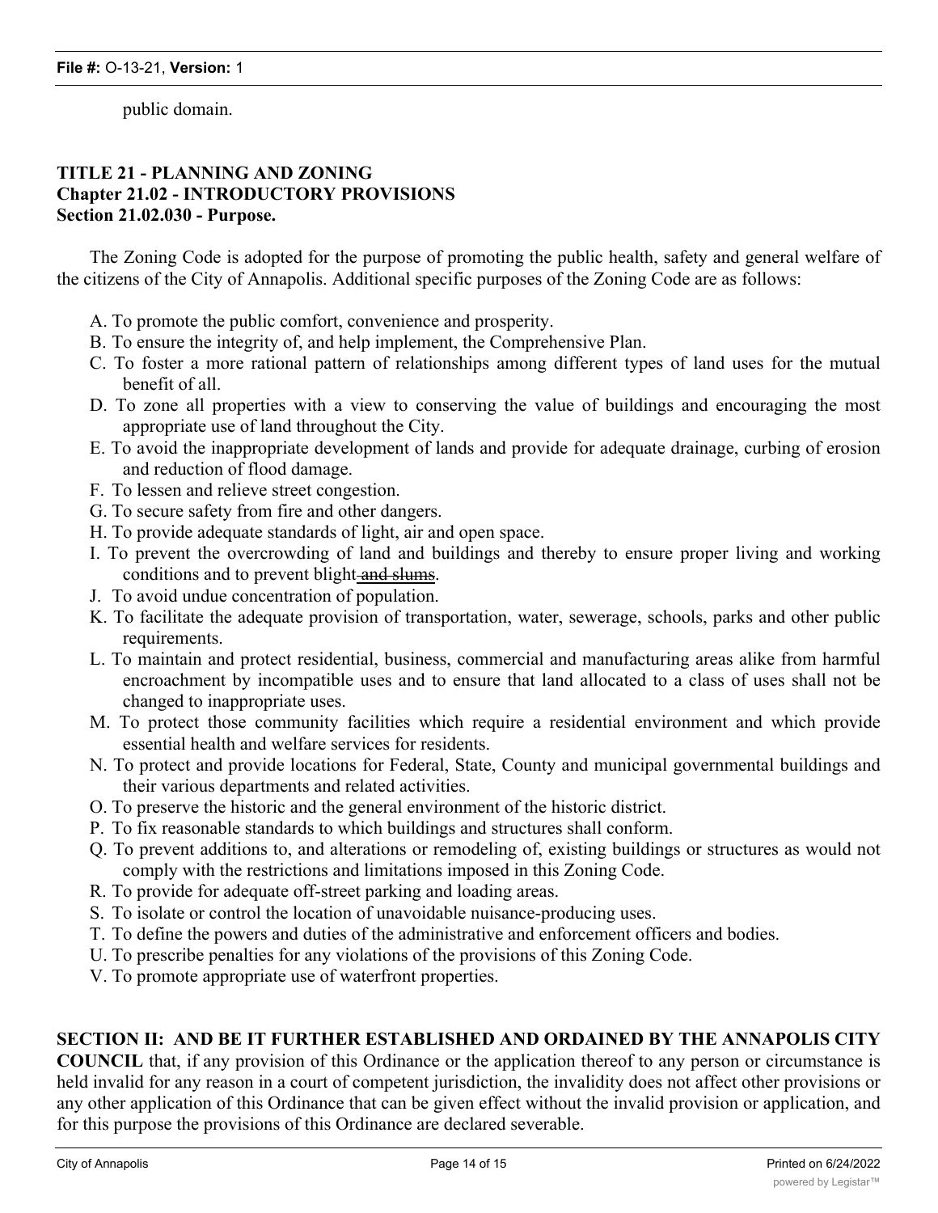public domain.

**TITLE 21 - PLANNING AND ZONING**
**Chapter 21.02 - INTRODUCTORY PROVISIONS**
**Section 21.02.030 - Purpose.**

The Zoning Code is adopted for the purpose of promoting the public health, safety and general welfare of the citizens of the City of Annapolis. Additional specific purposes of the Zoning Code are as follows:

A. To promote the public comfort, convenience and prosperity.
B. To ensure the integrity of, and help implement, the Comprehensive Plan.
C. To foster a more rational pattern of relationships among different types of land uses for the mutual benefit of all.
D. To zone all properties with a view to conserving the value of buildings and encouraging the most appropriate use of land throughout the City.
E. To avoid the inappropriate development of lands and provide for adequate drainage, curbing of erosion and reduction of flood damage.
F. To lessen and relieve street congestion.
G. To secure safety from fire and other dangers.
H. To provide adequate standards of light, air and open space.
I. To prevent the overcrowding of land and buildings and thereby to ensure proper living and working conditions and to prevent blight~~ and slums~~.
J. To avoid undue concentration of population.
K. To facilitate the adequate provision of transportation, water, sewerage, schools, parks and other public requirements.
L. To maintain and protect residential, business, commercial and manufacturing areas alike from harmful encroachment by incompatible uses and to ensure that land allocated to a class of uses shall not be changed to inappropriate uses.
M. To protect those community facilities which require a residential environment and which provide essential health and welfare services for residents.
N. To protect and provide locations for Federal, State, County and municipal governmental buildings and their various departments and related activities.
O. To preserve the historic and the general environment of the historic district.
P. To fix reasonable standards to which buildings and structures shall conform.
Q. To prevent additions to, and alterations or remodeling of, existing buildings or structures as would not comply with the restrictions and limitations imposed in this Zoning Code.
R. To provide for adequate off-street parking and loading areas.
S. To isolate or control the location of unavoidable nuisance-producing uses.
T. To define the powers and duties of the administrative and enforcement officers and bodies.
U. To prescribe penalties for any violations of the provisions of this Zoning Code.
V. To promote appropriate use of waterfront properties.

**SECTION II: AND BE IT FURTHER ESTABLISHED AND ORDAINED BY THE ANNAPOLIS CITY COUNCIL** that, if any provision of this Ordinance or the application thereof to any person or circumstance is held invalid for any reason in a court of competent jurisdiction, the invalidity does not affect other provisions or any other application of this Ordinance that can be given effect without the invalid provision or application, and for this purpose the provisions of this Ordinance are declared severable.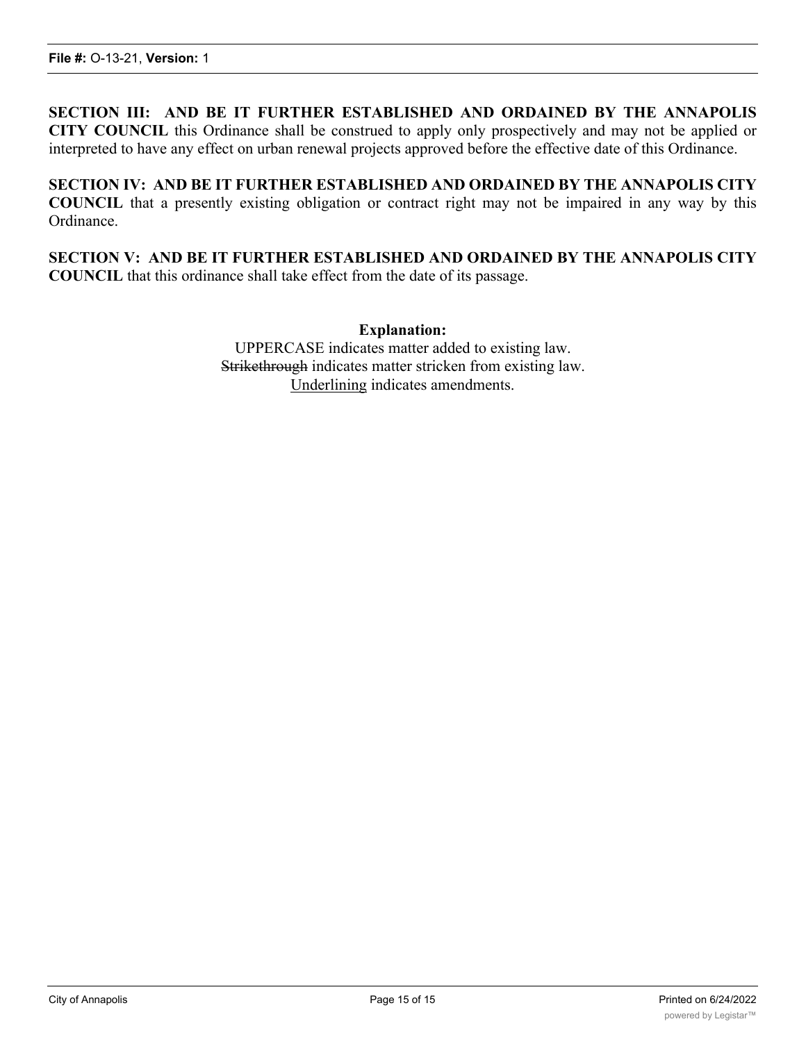**SECTION III: AND BE IT FURTHER ESTABLISHED AND ORDAINED BY THE ANNAPOLIS CITY COUNCIL** this Ordinance shall be construed to apply only prospectively and may not be applied or interpreted to have any effect on urban renewal projects approved before the effective date of this Ordinance.

**SECTION IV: AND BE IT FURTHER ESTABLISHED AND ORDAINED BY THE ANNAPOLIS CITY COUNCIL** that a presently existing obligation or contract right may not be impaired in any way by this Ordinance.

**SECTION V: AND BE IT FURTHER ESTABLISHED AND ORDAINED BY THE ANNAPOLIS CITY COUNCIL** that this ordinance shall take effect from the date of its passage.

**Explanation:**

UPPERCASE indicates matter added to existing law.

~~Strikethrough~~ indicates matter stricken from existing law.

<u>Underlining</u> indicates amendments.